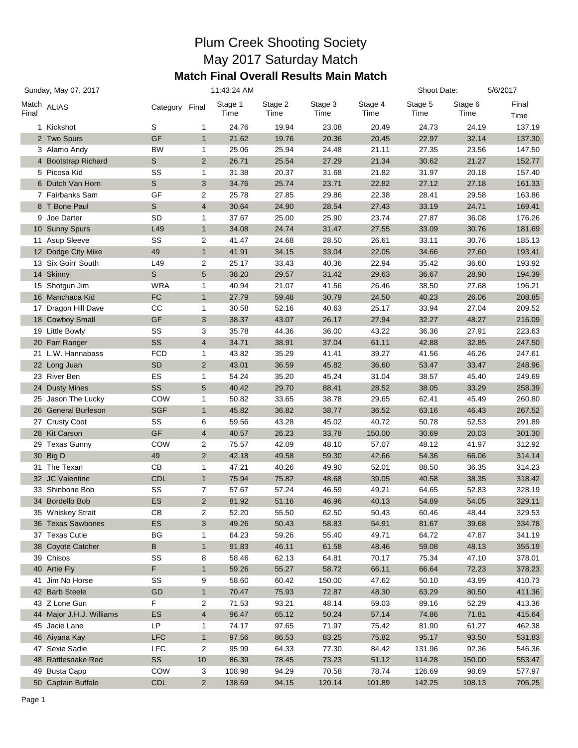# Plum Creek Shooting Society

## May 2017 Saturday Match

### Match Final Overall Results Main Match

Sunday, May 07, 2017 11:43:24 AM Shoot Date: 5/6/2017

| Match Final | ALIAS | Category | Final | Stage 1 Time | Stage 2 Time | Stage 3 Time | Stage 4 Time | Stage 5 Time | Stage 6 Time | Final Time |
|---|---|---|---|---|---|---|---|---|---|---|
| 1 | Kickshot | S | 1 | 24.76 | 19.94 | 23.08 | 20.49 | 24.73 | 24.19 | 137.19 |
| 2 | Two Spurs | GF | 1 | 21.62 | 19.76 | 20.36 | 20.45 | 22.97 | 32.14 | 137.30 |
| 3 | Alamo Andy | BW | 1 | 25.06 | 25.94 | 24.48 | 21.11 | 27.35 | 23.56 | 147.50 |
| 4 | Bootstrap Richard | S | 2 | 26.71 | 25.54 | 27.29 | 21.34 | 30.62 | 21.27 | 152.77 |
| 5 | Picosa Kid | SS | 1 | 31.38 | 20.37 | 31.68 | 21.82 | 31.97 | 20.18 | 157.40 |
| 6 | Dutch Van Horn | S | 3 | 34.76 | 25.74 | 23.71 | 22.82 | 27.12 | 27.18 | 161.33 |
| 7 | Fairbanks Sam | GF | 2 | 25.78 | 27.85 | 29.86 | 22.38 | 28.41 | 29.58 | 163.86 |
| 8 | T Bone Paul | S | 4 | 30.64 | 24.90 | 28.54 | 27.43 | 33.19 | 24.71 | 169.41 |
| 9 | Joe Darter | SD | 1 | 37.67 | 25.00 | 25.90 | 23.74 | 27.87 | 36.08 | 176.26 |
| 10 | Sunny Spurs | L49 | 1 | 34.08 | 24.74 | 31.47 | 27.55 | 33.09 | 30.76 | 181.69 |
| 11 | Asup Sleeve | SS | 2 | 41.47 | 24.68 | 28.50 | 26.61 | 33.11 | 30.76 | 185.13 |
| 12 | Dodge City Mike | 49 | 1 | 41.91 | 34.15 | 33.04 | 22.05 | 34.66 | 27.60 | 193.41 |
| 13 | Six Goin' South | L49 | 2 | 25.17 | 33.43 | 40.36 | 22.94 | 35.42 | 36.60 | 193.92 |
| 14 | Skinny | S | 5 | 38.20 | 29.57 | 31.42 | 29.63 | 36.67 | 28.90 | 194.39 |
| 15 | Shotgun Jim | WRA | 1 | 40.94 | 21.07 | 41.56 | 26.46 | 38.50 | 27.68 | 196.21 |
| 16 | Manchaca Kid | FC | 1 | 27.79 | 59.48 | 30.79 | 24.50 | 40.23 | 26.06 | 208.85 |
| 17 | Dragon Hill Dave | CC | 1 | 30.58 | 52.16 | 40.63 | 25.17 | 33.94 | 27.04 | 209.52 |
| 18 | Cowboy Small | GF | 3 | 38.37 | 43.07 | 26.17 | 27.94 | 32.27 | 48.27 | 216.09 |
| 19 | Little Bowly | SS | 3 | 35.78 | 44.36 | 36.00 | 43.22 | 36.36 | 27.91 | 223.63 |
| 20 | Farr Ranger | SS | 4 | 34.71 | 38.91 | 37.04 | 61.11 | 42.88 | 32.85 | 247.50 |
| 21 | L.W. Hannabass | FCD | 1 | 43.82 | 35.29 | 41.41 | 39.27 | 41.56 | 46.26 | 247.61 |
| 22 | Long Juan | SD | 2 | 43.01 | 36.59 | 45.82 | 36.60 | 53.47 | 33.47 | 248.96 |
| 23 | River Ben | ES | 1 | 54.24 | 35.20 | 45.24 | 31.04 | 38.57 | 45.40 | 249.69 |
| 24 | Dusty Mines | SS | 5 | 40.42 | 29.70 | 88.41 | 28.52 | 38.05 | 33.29 | 258.39 |
| 25 | Jason The Lucky | COW | 1 | 50.82 | 33.65 | 38.78 | 29.65 | 62.41 | 45.49 | 260.80 |
| 26 | General Burleson | SGF | 1 | 45.82 | 36.82 | 38.77 | 36.52 | 63.16 | 46.43 | 267.52 |
| 27 | Crusty Coot | SS | 6 | 59.56 | 43.28 | 45.02 | 40.72 | 50.78 | 52.53 | 291.89 |
| 28 | Kit Carson | GF | 4 | 40.57 | 26.23 | 33.78 | 150.00 | 30.69 | 20.03 | 301.30 |
| 29 | Texas Gunny | COW | 2 | 75.57 | 42.09 | 48.10 | 57.07 | 48.12 | 41.97 | 312.92 |
| 30 | Big D | 49 | 2 | 42.18 | 49.58 | 59.30 | 42.66 | 54.36 | 66.06 | 314.14 |
| 31 | The Texan | CB | 1 | 47.21 | 40.26 | 49.90 | 52.01 | 88.50 | 36.35 | 314.23 |
| 32 | JC Valentine | CDL | 1 | 75.94 | 75.82 | 48.68 | 39.05 | 40.58 | 38.35 | 318.42 |
| 33 | Shinbone Bob | SS | 7 | 57.67 | 57.24 | 46.59 | 49.21 | 64.65 | 52.83 | 328.19 |
| 34 | Bordello Bob | ES | 2 | 81.92 | 51.16 | 46.96 | 40.13 | 54.89 | 54.05 | 329.11 |
| 35 | Whiskey Strait | CB | 2 | 52.20 | 55.50 | 62.50 | 50.43 | 60.46 | 48.44 | 329.53 |
| 36 | Texas Sawbones | ES | 3 | 49.26 | 50.43 | 58.83 | 54.91 | 81.67 | 39.68 | 334.78 |
| 37 | Texas Cutie | BG | 1 | 64.23 | 59.26 | 55.40 | 49.71 | 64.72 | 47.87 | 341.19 |
| 38 | Coyote Catcher | B | 1 | 91.83 | 46.11 | 61.58 | 48.46 | 59.08 | 48.13 | 355.19 |
| 39 | Chisos | SS | 8 | 58.46 | 62.13 | 64.81 | 70.17 | 75.34 | 47.10 | 378.01 |
| 40 | Artie Fly | F | 1 | 59.26 | 55.27 | 58.72 | 66.11 | 66.64 | 72.23 | 378.23 |
| 41 | Jim No Horse | SS | 9 | 58.60 | 60.42 | 150.00 | 47.62 | 50.10 | 43.99 | 410.73 |
| 42 | Barb Steele | GD | 1 | 70.47 | 75.93 | 72.87 | 48.30 | 63.29 | 80.50 | 411.36 |
| 43 | Z Lone Gun | F | 2 | 71.53 | 93.21 | 48.14 | 59.03 | 89.16 | 52.29 | 413.36 |
| 44 | Major J.H.J. Williams | ES | 4 | 96.47 | 65.12 | 50.24 | 57.14 | 74.86 | 71.81 | 415.64 |
| 45 | Jacie Lane | LP | 1 | 74.17 | 97.65 | 71.97 | 75.42 | 81.90 | 61.27 | 462.38 |
| 46 | Aiyana Kay | LFC | 1 | 97.56 | 86.53 | 83.25 | 75.82 | 95.17 | 93.50 | 531.83 |
| 47 | Sexie Sadie | LFC | 2 | 95.99 | 64.33 | 77.30 | 84.42 | 131.96 | 92.36 | 546.36 |
| 48 | Rattlesnake Red | SS | 10 | 86.39 | 78.45 | 73.23 | 51.12 | 114.28 | 150.00 | 553.47 |
| 49 | Busta Capp | COW | 3 | 108.98 | 94.29 | 70.58 | 78.74 | 126.69 | 98.69 | 577.97 |
| 50 | Captain Buffalo | CDL | 2 | 138.69 | 94.15 | 120.14 | 101.89 | 142.25 | 108.13 | 705.25 |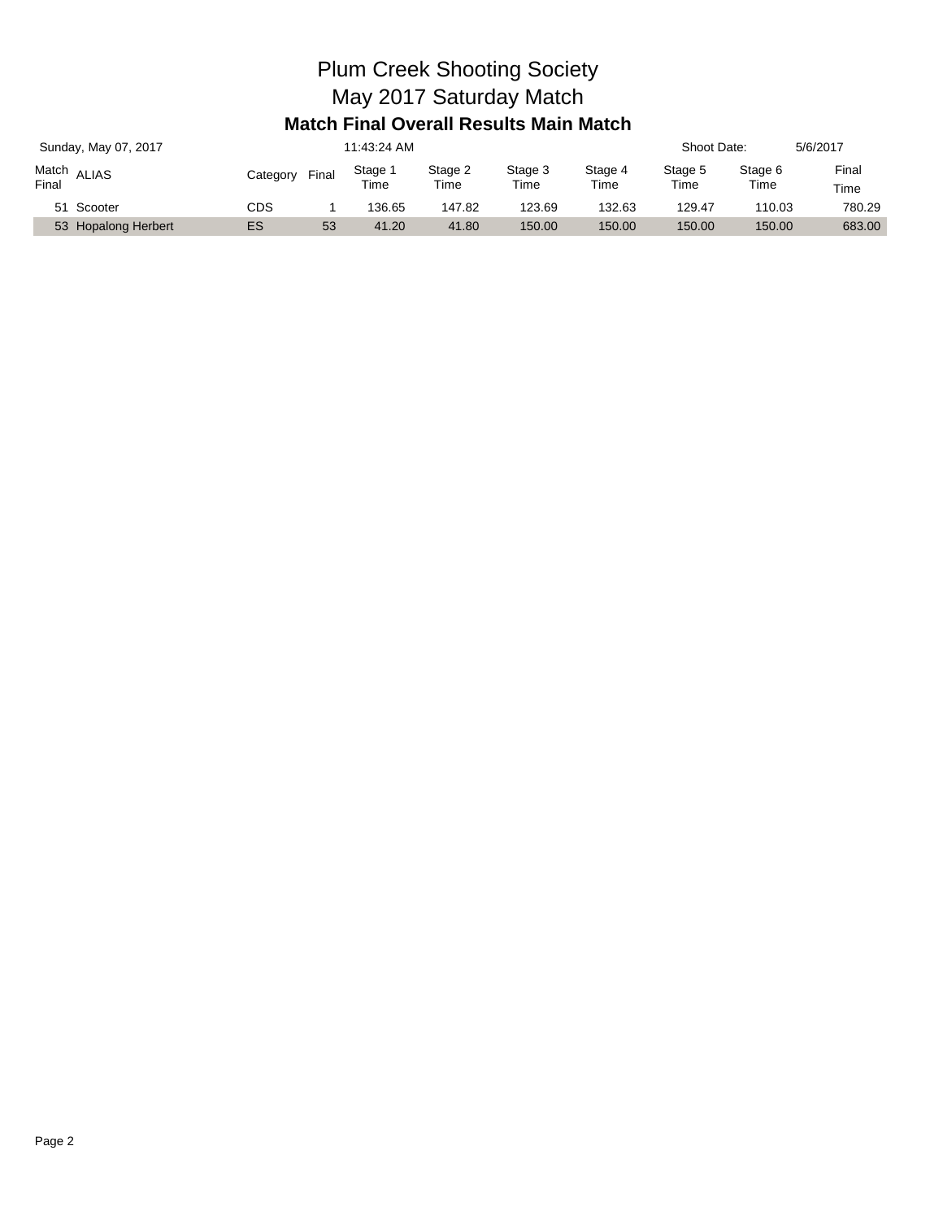# Plum Creek Shooting Society

## May 2017 Saturday Match

### Match Final Overall Results Main Match

Sunday, May 07, 2017 11:43:24 AM Shoot Date: 5/6/2017

| Match Final | ALIAS | Category | Final | Stage 1 Time | Stage 2 Time | Stage 3 Time | Stage 4 Time | Stage 5 Time | Stage 6 Time | Final Time |
|---|---|---|---|---|---|---|---|---|---|---|
| 51 | Scooter | CDS | 1 | 136.65 | 147.82 | 123.69 | 132.63 | 129.47 | 110.03 | 780.29 |
| 53 | Hopalong Herbert | ES | 53 | 41.20 | 41.80 | 150.00 | 150.00 | 150.00 | 150.00 | 683.00 |